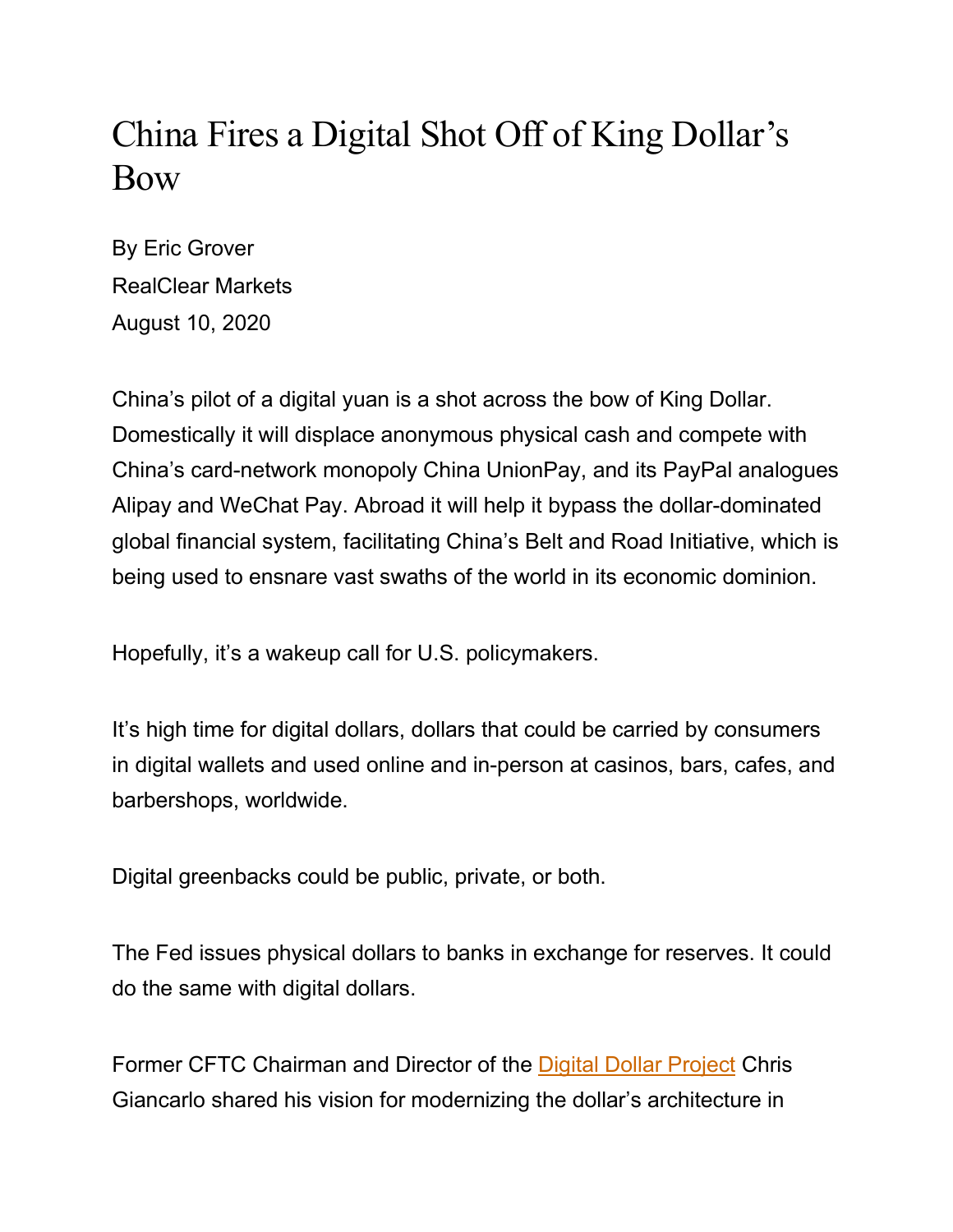# China Fires a Digital Shot Off of King Dollar's Bow

By Eric Grover
RealClear Markets
August 10, 2020

China's pilot of a digital yuan is a shot across the bow of King Dollar. Domestically it will displace anonymous physical cash and compete with China's card-network monopoly China UnionPay, and its PayPal analogues Alipay and WeChat Pay. Abroad it will help it bypass the dollar-dominated global financial system, facilitating China's Belt and Road Initiative, which is being used to ensnare vast swaths of the world in its economic dominion.

Hopefully, it's a wakeup call for U.S. policymakers.

It's high time for digital dollars, dollars that could be carried by consumers in digital wallets and used online and in-person at casinos, bars, cafes, and barbershops, worldwide.

Digital greenbacks could be public, private, or both.

The Fed issues physical dollars to banks in exchange for reserves. It could do the same with digital dollars.

Former CFTC Chairman and Director of the Digital Dollar Project Chris Giancarlo shared his vision for modernizing the dollar's architecture in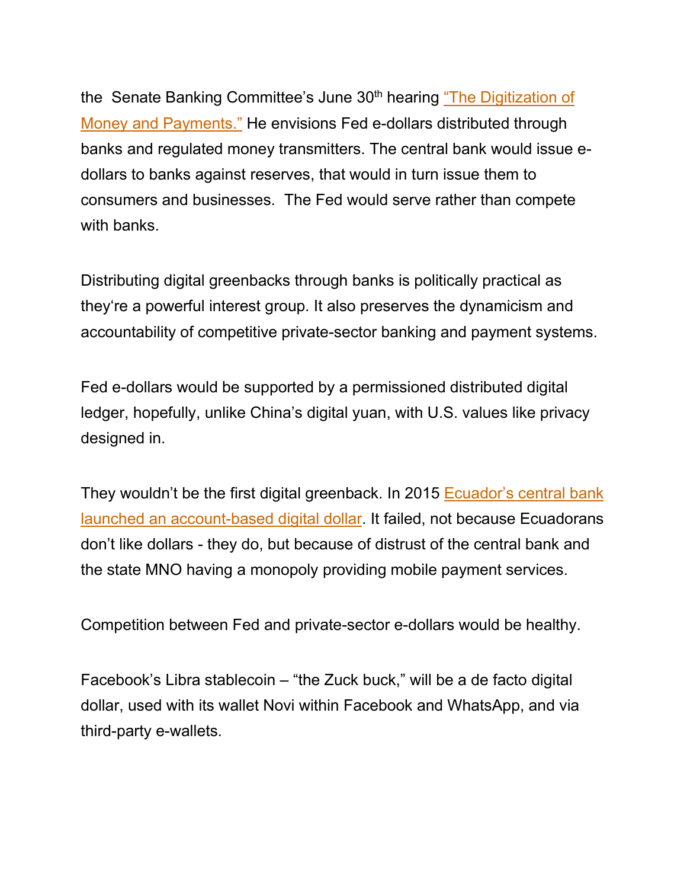the Senate Banking Committee's June 30th hearing "The Digitization of Money and Payments." He envisions Fed e-dollars distributed through banks and regulated money transmitters. The central bank would issue e-dollars to banks against reserves, that would in turn issue them to consumers and businesses. The Fed would serve rather than compete with banks.

Distributing digital greenbacks through banks is politically practical as they're a powerful interest group. It also preserves the dynamicism and accountability of competitive private-sector banking and payment systems.

Fed e-dollars would be supported by a permissioned distributed digital ledger, hopefully, unlike China's digital yuan, with U.S. values like privacy designed in.

They wouldn't be the first digital greenback. In 2015 Ecuador's central bank launched an account-based digital dollar. It failed, not because Ecuadorans don't like dollars - they do, but because of distrust of the central bank and the state MNO having a monopoly providing mobile payment services.

Competition between Fed and private-sector e-dollars would be healthy.

Facebook's Libra stablecoin – "the Zuck buck," will be a de facto digital dollar, used with its wallet Novi within Facebook and WhatsApp, and via third-party e-wallets.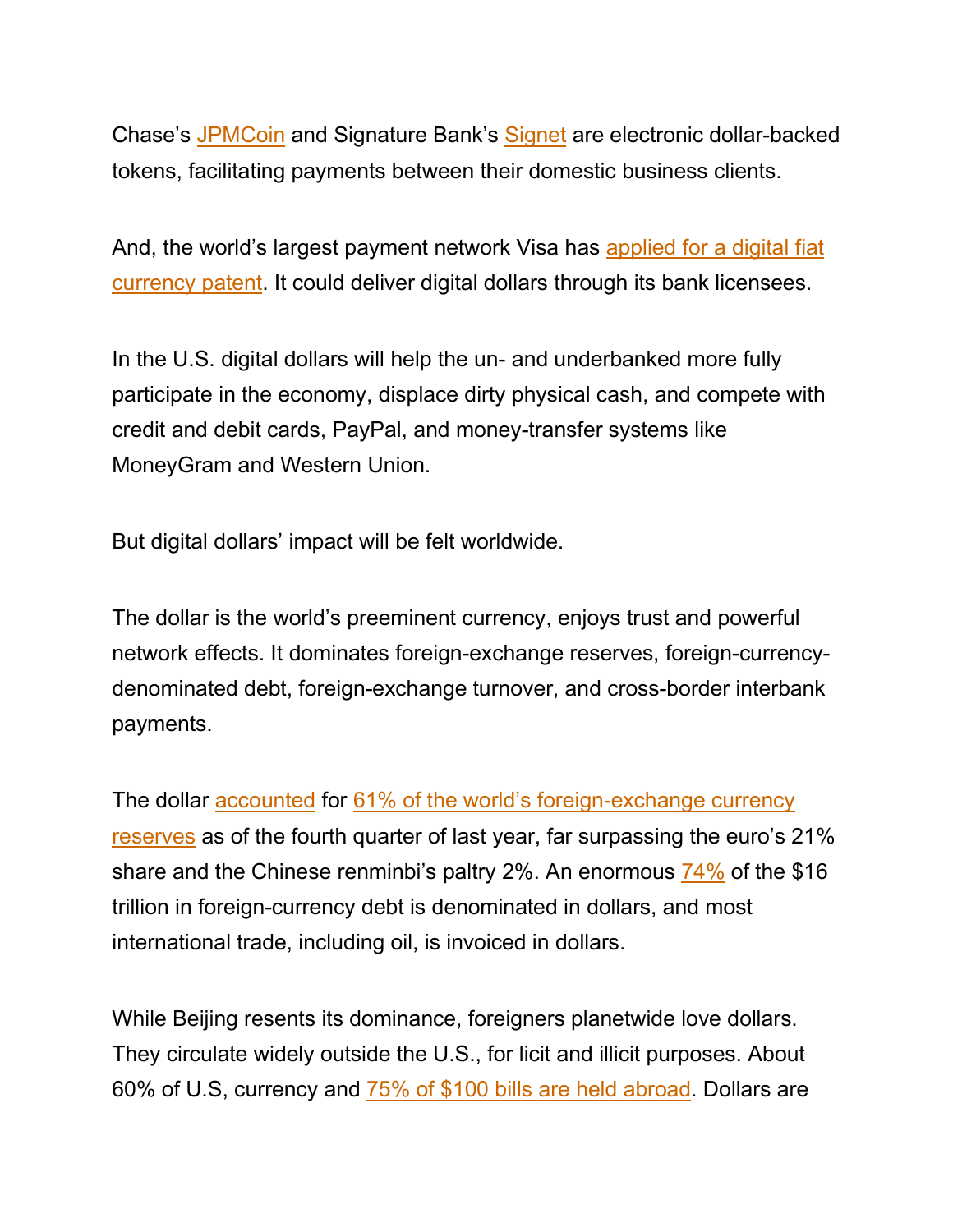Chase's JPMCoin and Signature Bank's Signet are electronic dollar-backed tokens, facilitating payments between their domestic business clients.

And, the world's largest payment network Visa has applied for a digital fiat currency patent. It could deliver digital dollars through its bank licensees.

In the U.S. digital dollars will help the un- and underbanked more fully participate in the economy, displace dirty physical cash, and compete with credit and debit cards, PayPal, and money-transfer systems like MoneyGram and Western Union.

But digital dollars' impact will be felt worldwide.

The dollar is the world's preeminent currency, enjoys trust and powerful network effects. It dominates foreign-exchange reserves, foreign-currency-denominated debt, foreign-exchange turnover, and cross-border interbank payments.

The dollar accounted for 61% of the world's foreign-exchange currency reserves as of the fourth quarter of last year, far surpassing the euro's 21% share and the Chinese renminbi's paltry 2%. An enormous 74% of the $16 trillion in foreign-currency debt is denominated in dollars, and most international trade, including oil, is invoiced in dollars.

While Beijing resents its dominance, foreigners planetwide love dollars. They circulate widely outside the U.S., for licit and illicit purposes. About 60% of U.S, currency and 75% of $100 bills are held abroad. Dollars are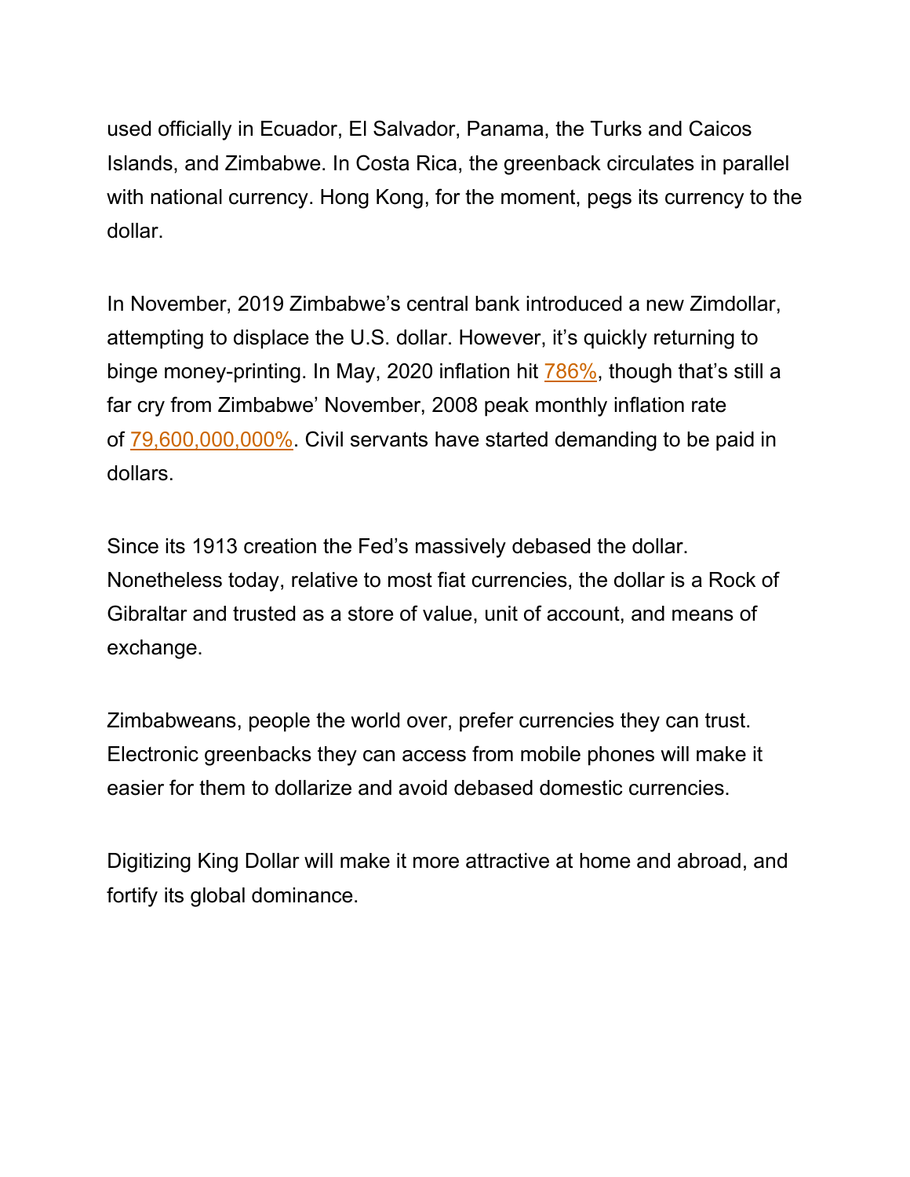used officially in Ecuador, El Salvador, Panama, the Turks and Caicos Islands, and Zimbabwe. In Costa Rica, the greenback circulates in parallel with national currency. Hong Kong, for the moment, pegs its currency to the dollar.

In November, 2019 Zimbabwe's central bank introduced a new Zimdollar, attempting to displace the U.S. dollar. However, it's quickly returning to binge money-printing. In May, 2020 inflation hit 786%, though that's still a far cry from Zimbabwe' November, 2008 peak monthly inflation rate of 79,600,000,000%. Civil servants have started demanding to be paid in dollars.

Since its 1913 creation the Fed's massively debased the dollar. Nonetheless today, relative to most fiat currencies, the dollar is a Rock of Gibraltar and trusted as a store of value, unit of account, and means of exchange.

Zimbabweans, people the world over, prefer currencies they can trust. Electronic greenbacks they can access from mobile phones will make it easier for them to dollarize and avoid debased domestic currencies.

Digitizing King Dollar will make it more attractive at home and abroad, and fortify its global dominance.